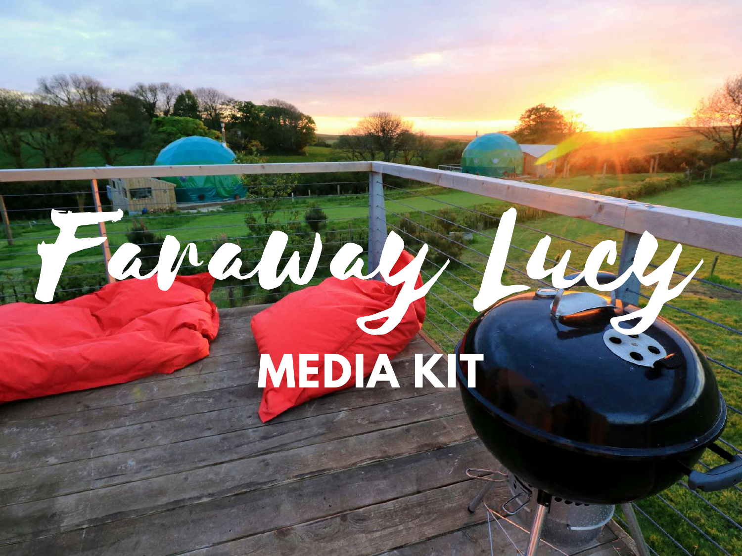# Faraway Lucy

## MEDIA KIT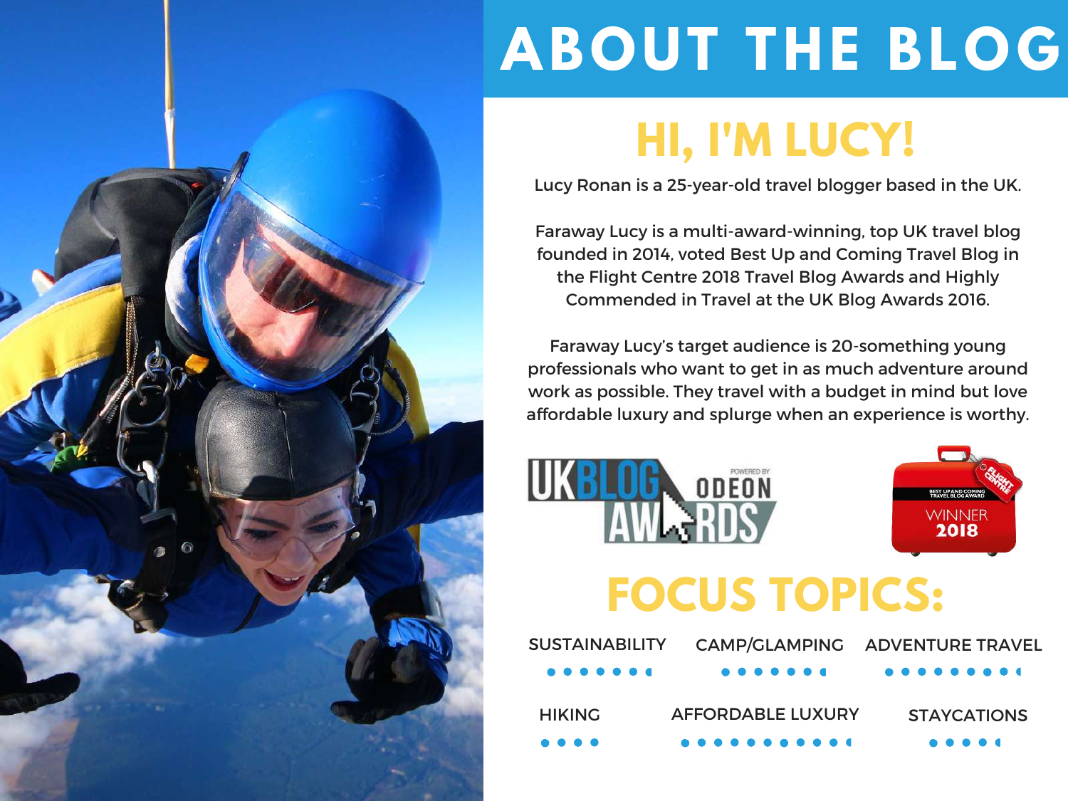# ABOUT THE BLOG

## HI, I'M LUCY!

Lucy Ronan is a 25-year-old travel blogger based in the UK.

Faraway Lucy is a multi-award-winning, top UK travel blog founded in 2014, voted Best Up and Coming Travel Blog in the Flight Centre 2018 Travel Blog Awards and Highly Commended in Travel at the UK Blog Awards 2016.

Faraway Lucy's target audience is 20-something young professionals who want to get in as much adventure around work as possible. They travel with a budget in mind but love affordable luxury and splurge when an experience is worthy.

UK BLOG AWARDS POWERED BY ODEON

FLIGHT CENTRE BEST UP AND COMING TRAVEL BLOG AWARD WINNER 2018

## FOCUS TOPICS:

- SUSTAINABILITY
- CAMP/GLAMPING
- ADVENTURE TRAVEL
- HIKING
- AFFORDABLE LUXURY
- STAYCATIONS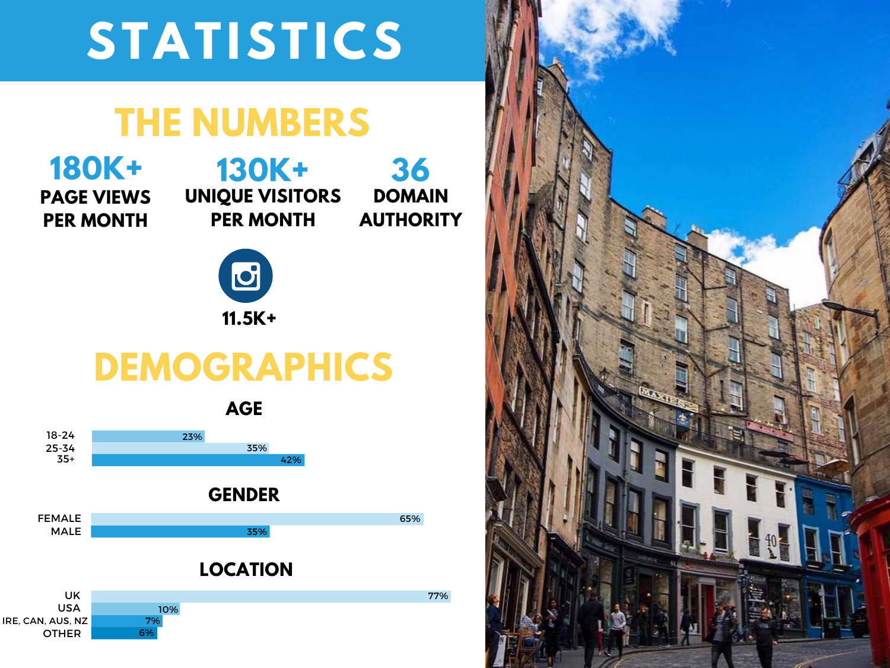# STATISTICS

## THE NUMBERS

**180K+**
PAGE VIEWS PER MONTH

**130K+**
UNIQUE VISITORS PER MONTH

**36**
DOMAIN AUTHORITY

Instagram: **11.5K+**

## DEMOGRAPHICS

### AGE

| Age | Percentage |
| --- | --- |
| 18-24 | 23% |
| 25-34 | 35% |
| 35+ | 42% |

### GENDER

| Gender | Percentage |
| --- | --- |
| FEMALE | 65% |
| MALE | 35% |

### LOCATION

| Location | Percentage |
| --- | --- |
| UK | 77% |
| USA | 10% |
| IRE, CAN, AUS, NZ | 7% |
| OTHER | 6% |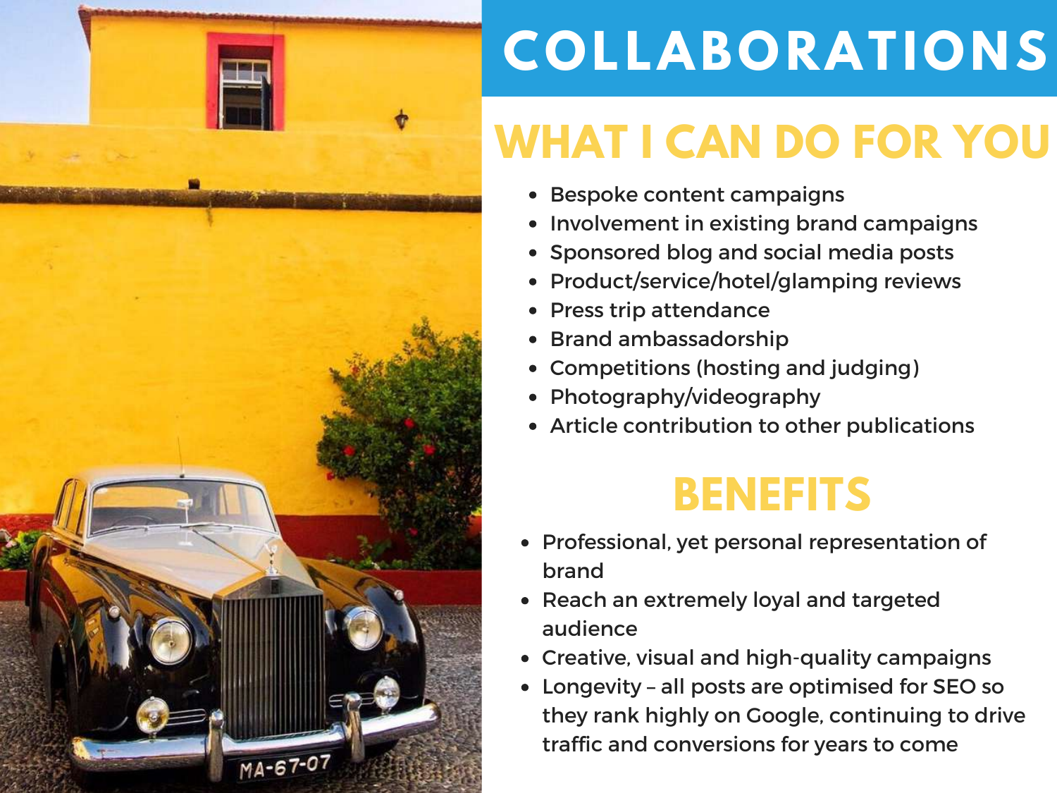# COLLABORATIONS

## WHAT I CAN DO FOR YOU

- Bespoke content campaigns
- Involvement in existing brand campaigns
- Sponsored blog and social media posts
- Product/service/hotel/glamping reviews
- Press trip attendance
- Brand ambassadorship
- Competitions (hosting and judging)
- Photography/videography
- Article contribution to other publications

## BENEFITS

- Professional, yet personal representation of brand
- Reach an extremely loyal and targeted audience
- Creative, visual and high-quality campaigns
- Longevity – all posts are optimised for SEO so they rank highly on Google, continuing to drive traffic and conversions for years to come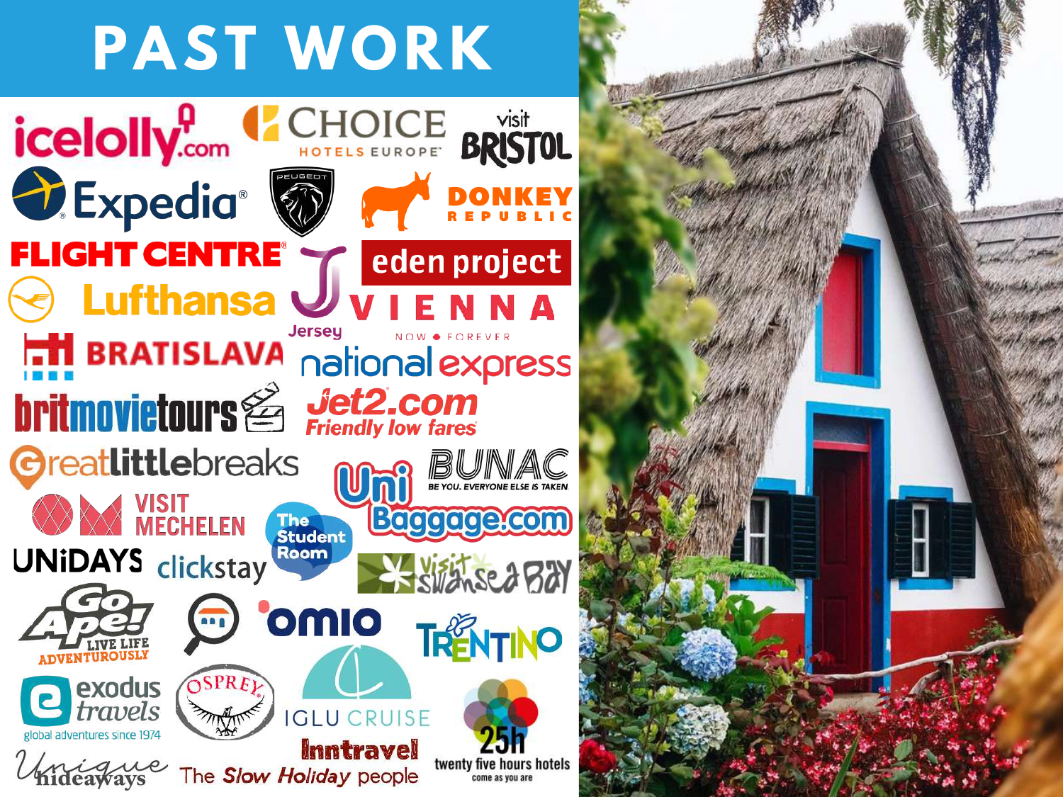# PAST WORK

- icelolly.com
- CHOICE HOTELS EUROPE
- visit BRISTOL
- Expedia
- PEUGEOT
- DONKEY REPUBLIC
- FLIGHT CENTRE
- Jersey
- eden project
- Lufthansa
- VIENNA NOW • FOREVER
- BRATISLAVA
- national express
- britmovietours
- Jet2.com Friendly low fares
- Greatlittlebreaks
- BUNAC BE YOU. EVERYONE ELSE IS TAKEN.
- Uni Baggage.com
- VISIT MECHELEN
- The Student Room
- UNiDAYS
- clickstay
- Visit Swansea Bay
- Go Ape! LIVE LIFE ADVENTUROUSLY
- omio
- TRENTINO
- exodus travels global adventures since 1974
- OSPREY
- IGLU CRUISE
- Inntravel The Slow Holiday people
- 25h twenty five hours hotels come as you are
- Unique hideaways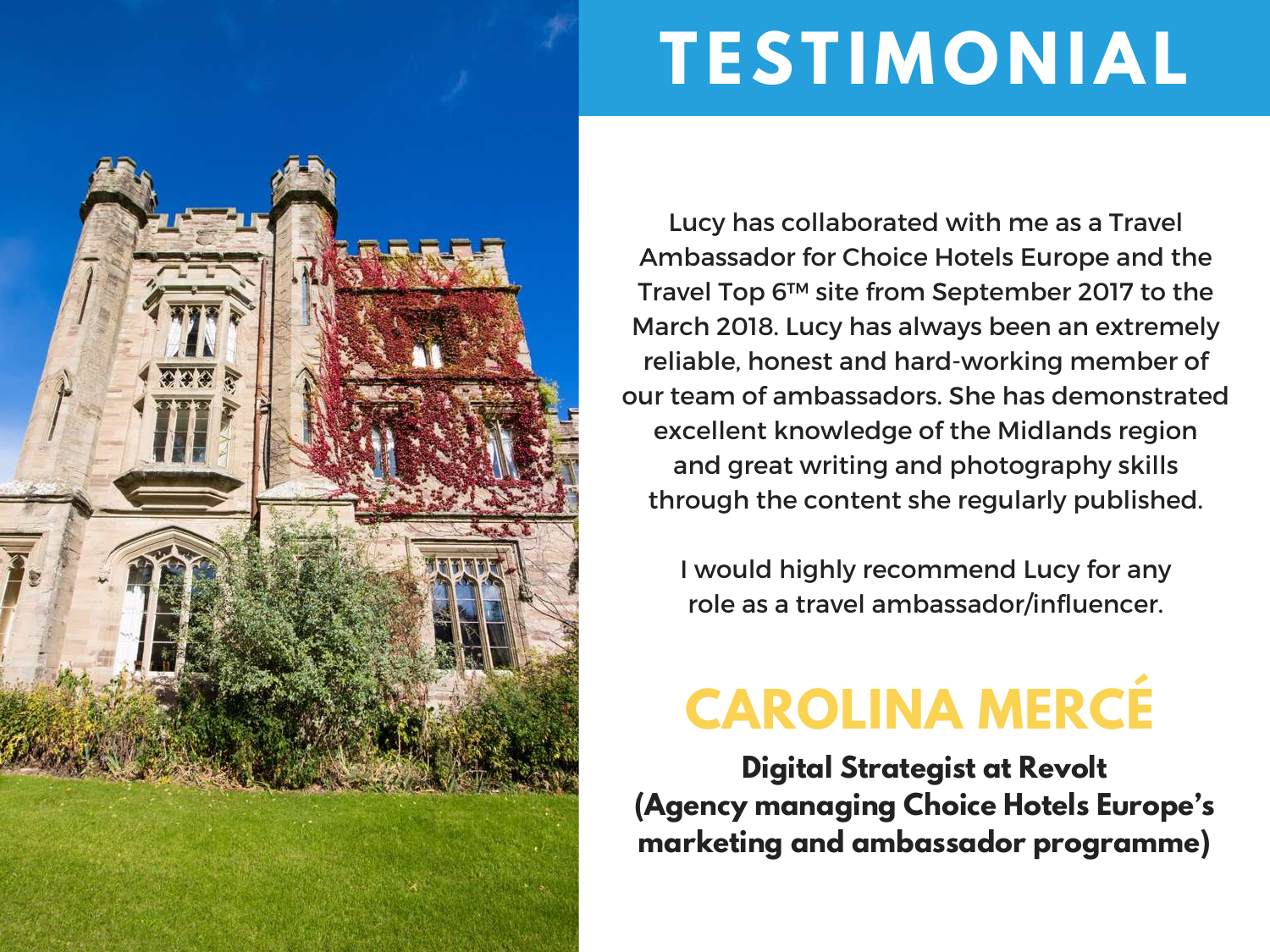# TESTIMONIAL

Lucy has collaborated with me as a Travel Ambassador for Choice Hotels Europe and the Travel Top 6™ site from September 2017 to the March 2018. Lucy has always been an extremely reliable, honest and hard-working member of our team of ambassadors. She has demonstrated excellent knowledge of the Midlands region and great writing and photography skills through the content she regularly published.

I would highly recommend Lucy for any role as a travel ambassador/influencer.

## CAROLINA MERCÉ

**Digital Strategist at Revolt**
**(Agency managing Choice Hotels Europe's marketing and ambassador programme)**